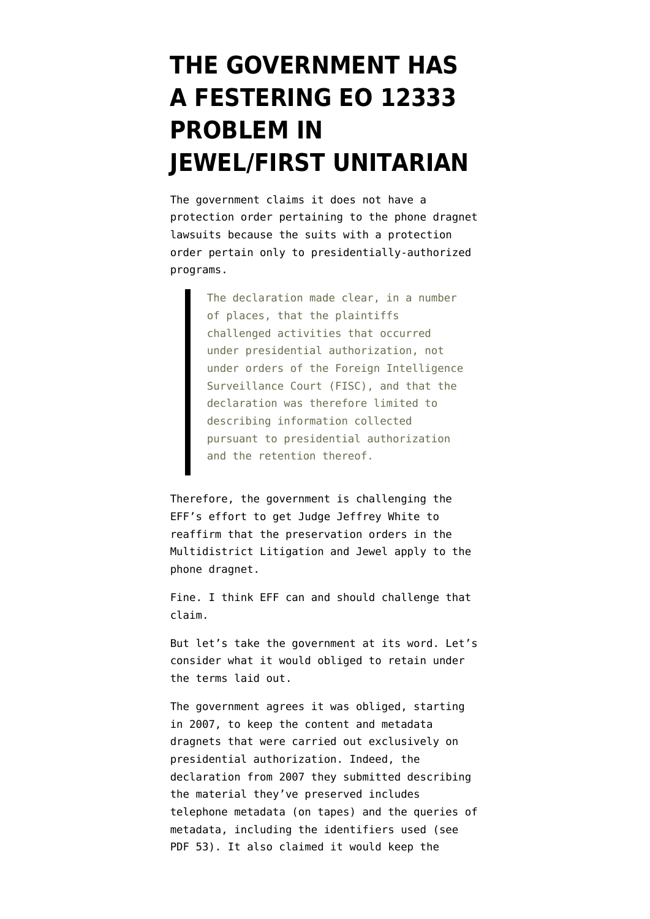# THE GOVERNMENT HAS A FESTERING EO 12333 PROBLEM IN JEWEL/FIRST UNITARIAN

The government claims it does not have a protection order pertaining to the phone dragnet lawsuits because the suits with a protection order pertain only to presidentially-authorized programs.

> The declaration made clear, in a number of places, that the plaintiffs challenged activities that occurred under presidential authorization, not under orders of the Foreign Intelligence Surveillance Court (FISC), and that the declaration was therefore limited to describing information collected pursuant to presidential authorization and the retention thereof.

Therefore, the government is challenging the EFF's effort to get Judge Jeffrey White to reaffirm that the preservation orders in the Multidistrict Litigation and Jewel apply to the phone dragnet.

Fine. I think EFF can and should challenge that claim.

But let's take the government at its word. Let's consider what it would obliged to retain under the terms laid out.

The government agrees it was obliged, starting in 2007, to keep the content and metadata dragnets that were carried out exclusively on presidential authorization. Indeed, the declaration from 2007 they submitted describing the material they've preserved includes telephone metadata (on tapes) and the queries of metadata, including the identifiers used (see PDF 53). It also claimed it would keep the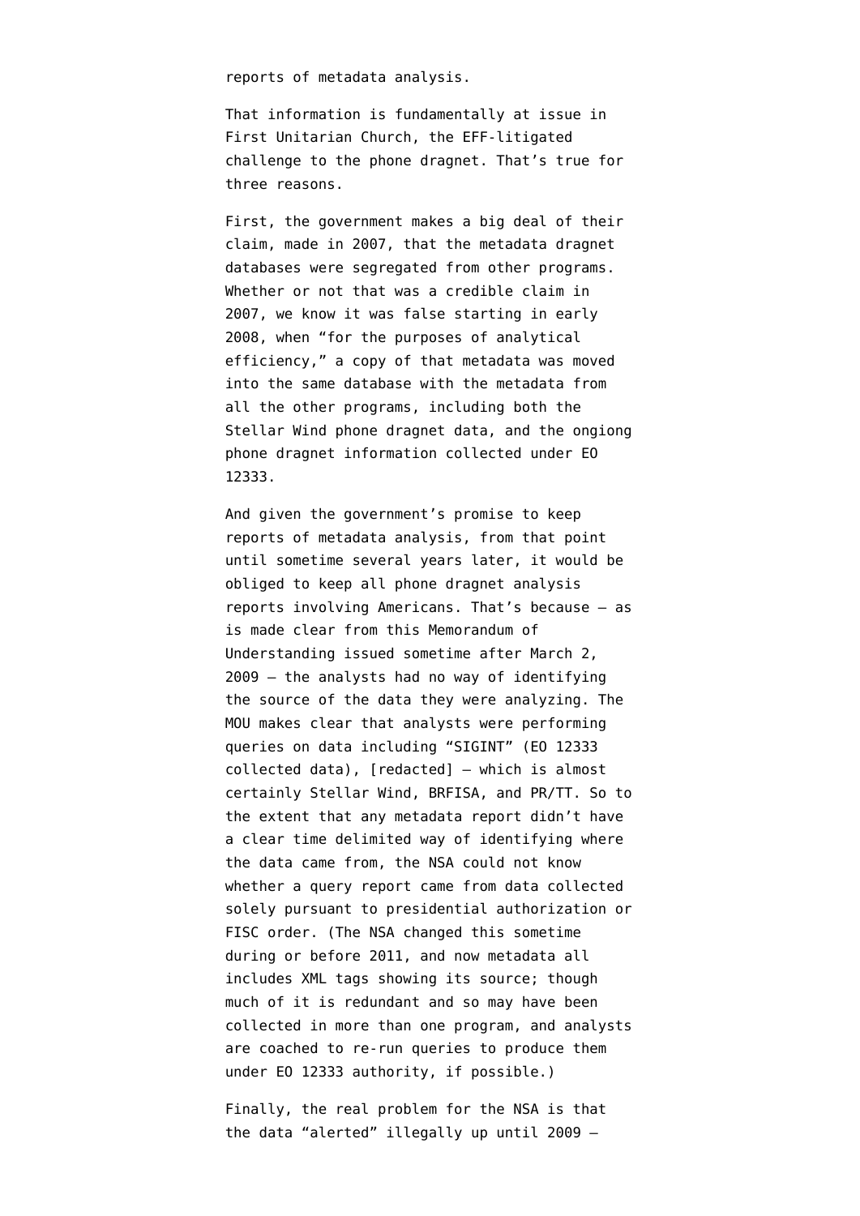reports of metadata analysis.

That information is fundamentally at issue in First Unitarian Church, the EFF-litigated challenge to the phone dragnet. That's true for three reasons.

First, the government makes a big deal of their claim, made in 2007, that the metadata dragnet databases were segregated from other programs. Whether or not that was a credible claim in 2007, we know it was false starting in early 2008, when "for the purposes of analytical efficiency," a copy of that metadata was moved into the same database with the metadata from all the other programs, including both the Stellar Wind phone dragnet data, and the ongiong phone dragnet information collected under EO 12333.

And given the government's promise to keep reports of metadata analysis, from that point until sometime several years later, it would be obliged to keep all phone dragnet analysis reports involving Americans. That's because — as is made clear from this Memorandum of Understanding issued sometime after March 2, 2009 — the analysts had no way of identifying the source of the data they were analyzing. The MOU makes clear that analysts were performing queries on data including "SIGINT" (EO 12333 collected data), [redacted] — which is almost certainly Stellar Wind, BRFISA, and PR/TT. So to the extent that any metadata report didn't have a clear time delimited way of identifying where the data came from, the NSA could not know whether a query report came from data collected solely pursuant to presidential authorization or FISC order. (The NSA changed this sometime during or before 2011, and now metadata all includes XML tags showing its source; though much of it is redundant and so may have been collected in more than one program, and analysts are coached to re-run queries to produce them under EO 12333 authority, if possible.)

Finally, the real problem for the NSA is that the data "alerted" illegally up until 2009 —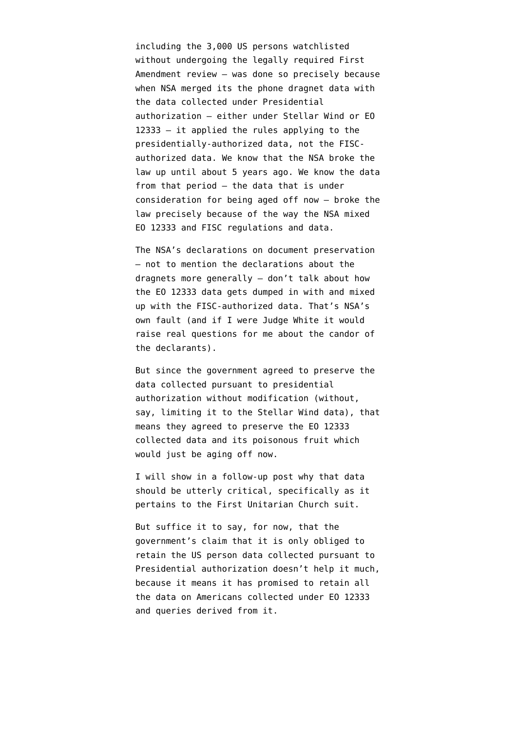including the 3,000 US persons watchlisted without undergoing the legally required First Amendment review — was done so precisely because when NSA merged its the phone dragnet data with the data collected under Presidential authorization — either under Stellar Wind or EO 12333 — it applied the rules applying to the presidentially-authorized data, not the FISC-authorized data. We know that the NSA broke the law up until about 5 years ago. We know the data from that period — the data that is under consideration for being aged off now — broke the law precisely because of the way the NSA mixed EO 12333 and FISC regulations and data.

The NSA's declarations on document preservation — not to mention the declarations about the dragnets more generally — don't talk about how the EO 12333 data gets dumped in with and mixed up with the FISC-authorized data. That's NSA's own fault (and if I were Judge White it would raise real questions for me about the candor of the declarants).

But since the government agreed to preserve the data collected pursuant to presidential authorization without modification (without, say, limiting it to the Stellar Wind data), that means they agreed to preserve the EO 12333 collected data and its poisonous fruit which would just be aging off now.

I will show in a follow-up post why that data should be utterly critical, specifically as it pertains to the First Unitarian Church suit.

But suffice it to say, for now, that the government's claim that it is only obliged to retain the US person data collected pursuant to Presidential authorization doesn't help it much, because it means it has promised to retain all the data on Americans collected under EO 12333 and queries derived from it.